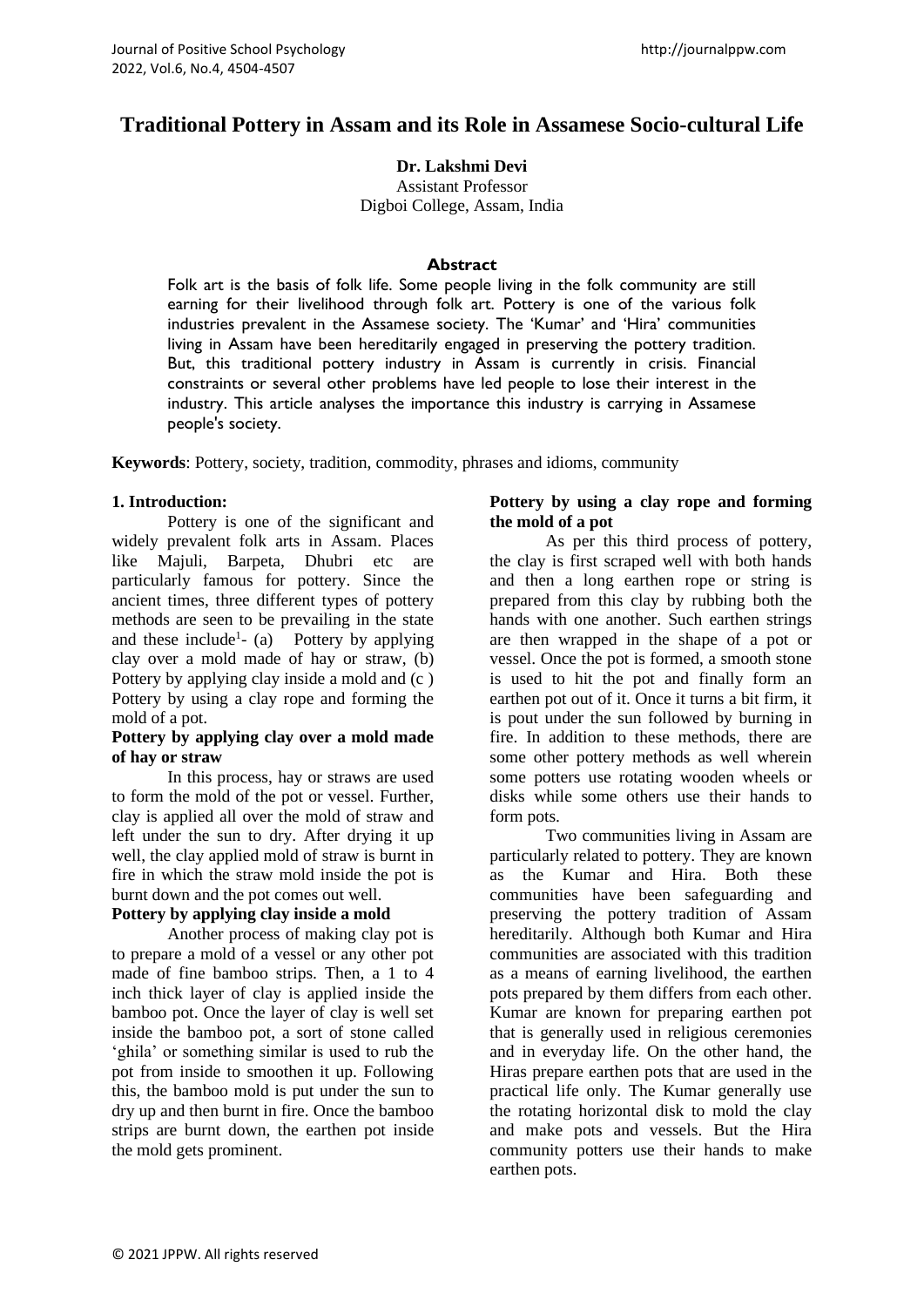# Traditional Pottery in Assam and its Role in Assamese Socio-cultural Life

**Dr. Lakshmi Devi**
Assistant Professor
Digboi College, Assam, India

## Abstract

Folk art is the basis of folk life. Some people living in the folk community are still earning for their livelihood through folk art. Pottery is one of the various folk industries prevalent in the Assamese society. The 'Kumar' and 'Hira' communities living in Assam have been hereditarily engaged in preserving the pottery tradition. But, this traditional pottery industry in Assam is currently in crisis. Financial constraints or several other problems have led people to lose their interest in the industry. This article analyses the importance this industry is carrying in Assamese people's society.

**Keywords**: Pottery, society, tradition, commodity, phrases and idioms, community

## 1. Introduction:

Pottery is one of the significant and widely prevalent folk arts in Assam. Places like Majuli, Barpeta, Dhubri etc are particularly famous for pottery. Since the ancient times, three different types of pottery methods are seen to be prevailing in the state and these include[1]- (a) Pottery by applying clay over a mold made of hay or straw, (b) Pottery by applying clay inside a mold and (c ) Pottery by using a clay rope and forming the mold of a pot.

**Pottery by applying clay over a mold made of hay or straw**

In this process, hay or straws are used to form the mold of the pot or vessel. Further, clay is applied all over the mold of straw and left under the sun to dry. After drying it up well, the clay applied mold of straw is burnt in fire in which the straw mold inside the pot is burnt down and the pot comes out well.

**Pottery by applying clay inside a mold**

Another process of making clay pot is to prepare a mold of a vessel or any other pot made of fine bamboo strips. Then, a 1 to 4 inch thick layer of clay is applied inside the bamboo pot. Once the layer of clay is well set inside the bamboo pot, a sort of stone called 'ghila' or something similar is used to rub the pot from inside to smoothen it up. Following this, the bamboo mold is put under the sun to dry up and then burnt in fire. Once the bamboo strips are burnt down, the earthen pot inside the mold gets prominent.

**Pottery by using a clay rope and forming the mold of a pot**

As per this third process of pottery, the clay is first scraped well with both hands and then a long earthen rope or string is prepared from this clay by rubbing both the hands with one another. Such earthen strings are then wrapped in the shape of a pot or vessel. Once the pot is formed, a smooth stone is used to hit the pot and finally form an earthen pot out of it. Once it turns a bit firm, it is pout under the sun followed by burning in fire. In addition to these methods, there are some other pottery methods as well wherein some potters use rotating wooden wheels or disks while some others use their hands to form pots.

Two communities living in Assam are particularly related to pottery. They are known as the Kumar and Hira. Both these communities have been safeguarding and preserving the pottery tradition of Assam hereditarily. Although both Kumar and Hira communities are associated with this tradition as a means of earning livelihood, the earthen pots prepared by them differs from each other. Kumar are known for preparing earthen pot that is generally used in religious ceremonies and in everyday life. On the other hand, the Hiras prepare earthen pots that are used in the practical life only. The Kumar generally use the rotating horizontal disk to mold the clay and make pots and vessels. But the Hira community potters use their hands to make earthen pots.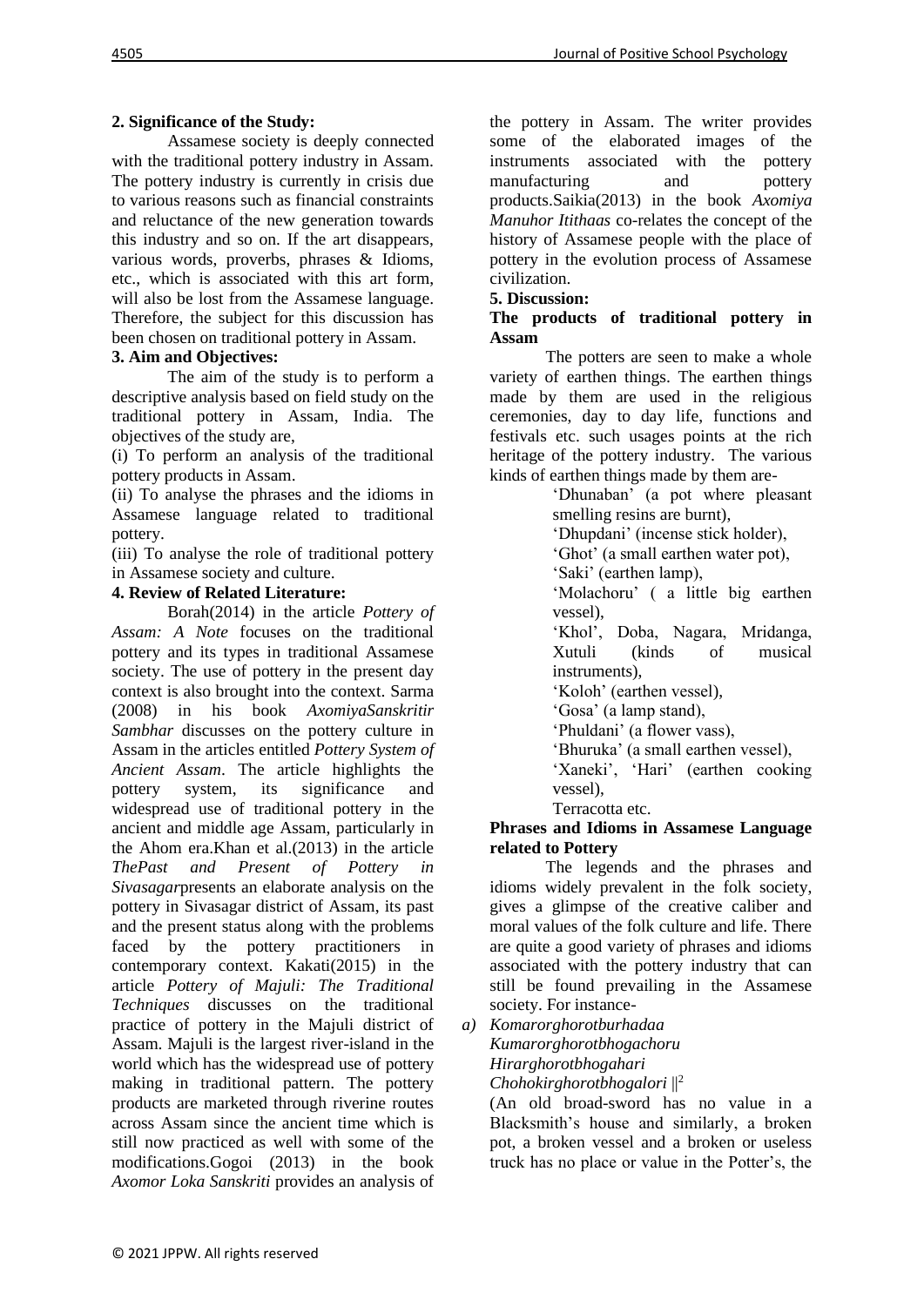**2. Significance of the Study:**

Assamese society is deeply connected with the traditional pottery industry in Assam. The pottery industry is currently in crisis due to various reasons such as financial constraints and reluctance of the new generation towards this industry and so on. If the art disappears, various words, proverbs, phrases & Idioms, etc., which is associated with this art form, will also be lost from the Assamese language. Therefore, the subject for this discussion has been chosen on traditional pottery in Assam.

**3. Aim and Objectives:**

The aim of the study is to perform a descriptive analysis based on field study on the traditional pottery in Assam, India. The objectives of the study are,

(i) To perform an analysis of the traditional pottery products in Assam.

(ii) To analyse the phrases and the idioms in Assamese language related to traditional pottery.

(iii) To analyse the role of traditional pottery in Assamese society and culture.

**4. Review of Related Literature:**

Borah(2014) in the article *Pottery of Assam: A Note* focuses on the traditional pottery and its types in traditional Assamese society. The use of pottery in the present day context is also brought into the context. Sarma (2008) in his book *AxomiyaSanskritir Sambhar* discusses on the pottery culture in Assam in the articles entitled *Pottery System of Ancient Assam*. The article highlights the pottery system, its significance and widespread use of traditional pottery in the ancient and middle age Assam, particularly in the Ahom era.Khan et al.(2013) in the article *ThePast and Present of Pottery in Sivasagar*presents an elaborate analysis on the pottery in Sivasagar district of Assam, its past and the present status along with the problems faced by the pottery practitioners in contemporary context. Kakati(2015) in the article *Pottery of Majuli: The Traditional Techniques* discusses on the traditional practice of pottery in the Majuli district of Assam. Majuli is the largest river-island in the world which has the widespread use of pottery making in traditional pattern. The pottery products are marketed through riverine routes across Assam since the ancient time which is still now practiced as well with some of the modifications.Gogoi (2013) in the book *Axomor Loka Sanskriti* provides an analysis of the pottery in Assam. The writer provides some of the elaborated images of the instruments associated with the pottery manufacturing and pottery products.Saikia(2013) in the book *Axomiya Manuhor Itithaas* co-relates the concept of the history of Assamese people with the place of pottery in the evolution process of Assamese civilization.

**5. Discussion:**

**The products of traditional pottery in Assam**

The potters are seen to make a whole variety of earthen things. The earthen things made by them are used in the religious ceremonies, day to day life, functions and festivals etc. such usages points at the rich heritage of the pottery industry. The various kinds of earthen things made by them are-

> 'Dhunaban' (a pot where pleasant smelling resins are burnt),
> 'Dhupdani' (incense stick holder),
> 'Ghot' (a small earthen water pot),
> 'Saki' (earthen lamp),
> 'Molachoru' ( a little big earthen vessel),
> 'Khol', Doba, Nagara, Mridanga, Xutuli (kinds of musical instruments),
> 'Koloh' (earthen vessel),
> 'Gosa' (a lamp stand),
> 'Phuldani' (a flower vass),
> 'Bhuruka' (a small earthen vessel),
> 'Xaneki', 'Hari' (earthen cooking vessel),
> Terracotta etc.

**Phrases and Idioms in Assamese Language related to Pottery**

The legends and the phrases and idioms widely prevalent in the folk society, gives a glimpse of the creative caliber and moral values of the folk culture and life. There are quite a good variety of phrases and idioms associated with the pottery industry that can still be found prevailing in the Assamese society. For instance-

a) *Komarorghorotburhadaa*
*Kumarorghorotbhogachoru*
*Hirarghorotbhogahari*
*Chohokirghorotbhogalori* ||[2]

(An old broad-sword has no value in a Blacksmith's house and similarly, a broken pot, a broken vessel and a broken or useless truck has no place or value in the Potter's, the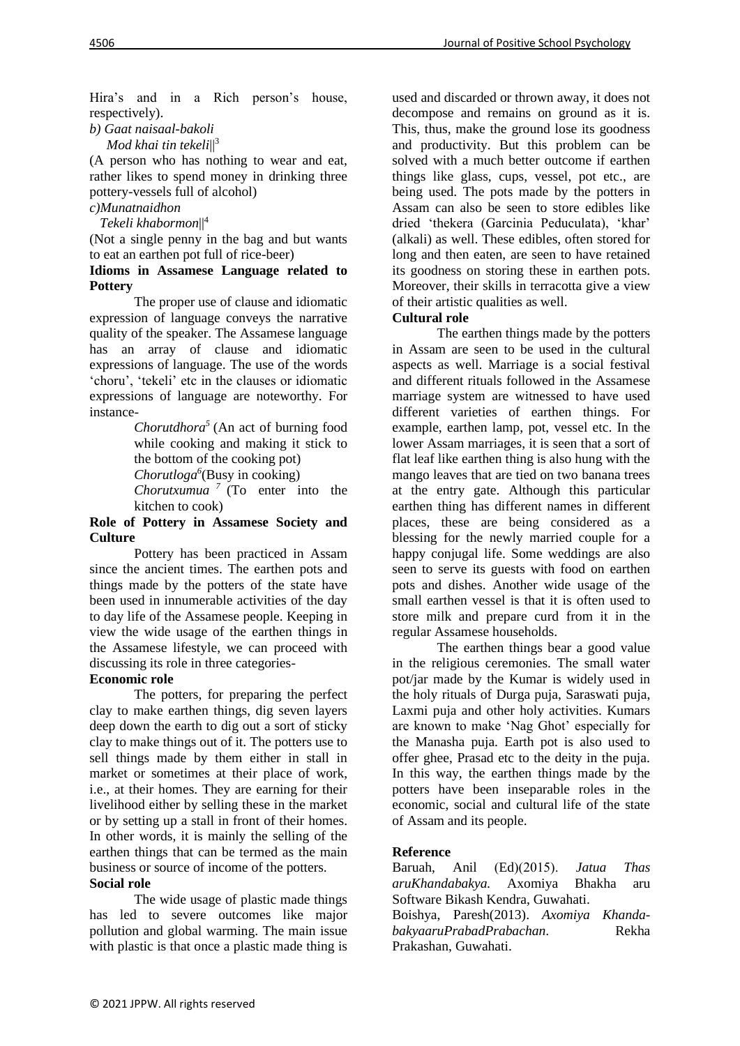Hira's and in a Rich person's house, respectively).

*b) Gaat naisaal-bakoli*
*Mod khai tin tekeli*||[3]

(A person who has nothing to wear and eat, rather likes to spend money in drinking three pottery-vessels full of alcohol)

*c)Munatnaidhon*
*Tekeli khabormon*||[4]

(Not a single penny in the bag and but wants to eat an earthen pot full of rice-beer)

**Idioms in Assamese Language related to Pottery**

The proper use of clause and idiomatic expression of language conveys the narrative quality of the speaker. The Assamese language has an array of clause and idiomatic expressions of language. The use of the words 'choru', 'tekeli' etc in the clauses or idiomatic expressions of language are noteworthy. For instance-

> *Chorutdhora*[5] (An act of burning food while cooking and making it stick to the bottom of the cooking pot)
> *Chorutloga*[6](Busy in cooking)
> *Chorutxumua* [7] (To enter into the kitchen to cook)

**Role of Pottery in Assamese Society and Culture**

Pottery has been practiced in Assam since the ancient times. The earthen pots and things made by the potters of the state have been used in innumerable activities of the day to day life of the Assamese people. Keeping in view the wide usage of the earthen things in the Assamese lifestyle, we can proceed with discussing its role in three categories-

**Economic role**

The potters, for preparing the perfect clay to make earthen things, dig seven layers deep down the earth to dig out a sort of sticky clay to make things out of it. The potters use to sell things made by them either in stall in market or sometimes at their place of work, i.e., at their homes. They are earning for their livelihood either by selling these in the market or by setting up a stall in front of their homes. In other words, it is mainly the selling of the earthen things that can be termed as the main business or source of income of the potters.

**Social role**

The wide usage of plastic made things has led to severe outcomes like major pollution and global warming. The main issue with plastic is that once a plastic made thing is used and discarded or thrown away, it does not decompose and remains on ground as it is. This, thus, make the ground lose its goodness and productivity. But this problem can be solved with a much better outcome if earthen things like glass, cups, vessel, pot etc., are being used. The pots made by the potters in Assam can also be seen to store edibles like dried 'thekera (Garcinia Peduculata), 'khar' (alkali) as well. These edibles, often stored for long and then eaten, are seen to have retained its goodness on storing these in earthen pots. Moreover, their skills in terracotta give a view of their artistic qualities as well.

**Cultural role**

The earthen things made by the potters in Assam are seen to be used in the cultural aspects as well. Marriage is a social festival and different rituals followed in the Assamese marriage system are witnessed to have used different varieties of earthen things. For example, earthen lamp, pot, vessel etc. In the lower Assam marriages, it is seen that a sort of flat leaf like earthen thing is also hung with the mango leaves that are tied on two banana trees at the entry gate. Although this particular earthen thing has different names in different places, these are being considered as a blessing for the newly married couple for a happy conjugal life. Some weddings are also seen to serve its guests with food on earthen pots and dishes. Another wide usage of the small earthen vessel is that it is often used to store milk and prepare curd from it in the regular Assamese households.

The earthen things bear a good value in the religious ceremonies. The small water pot/jar made by the Kumar is widely used in the holy rituals of Durga puja, Saraswati puja, Laxmi puja and other holy activities. Kumars are known to make 'Nag Ghot' especially for the Manasha puja. Earth pot is also used to offer ghee, Prasad etc to the deity in the puja. In this way, the earthen things made by the potters have been inseparable roles in the economic, social and cultural life of the state of Assam and its people.

**Reference**

Baruah, Anil (Ed)(2015). *Jatua Thas aruKhandabakya.* Axomiya Bhakha aru Software Bikash Kendra, Guwahati.

Boishya, Paresh(2013). *Axomiya Khanda-bakyaaruPrabadPrabachan.* Rekha Prakashan, Guwahati.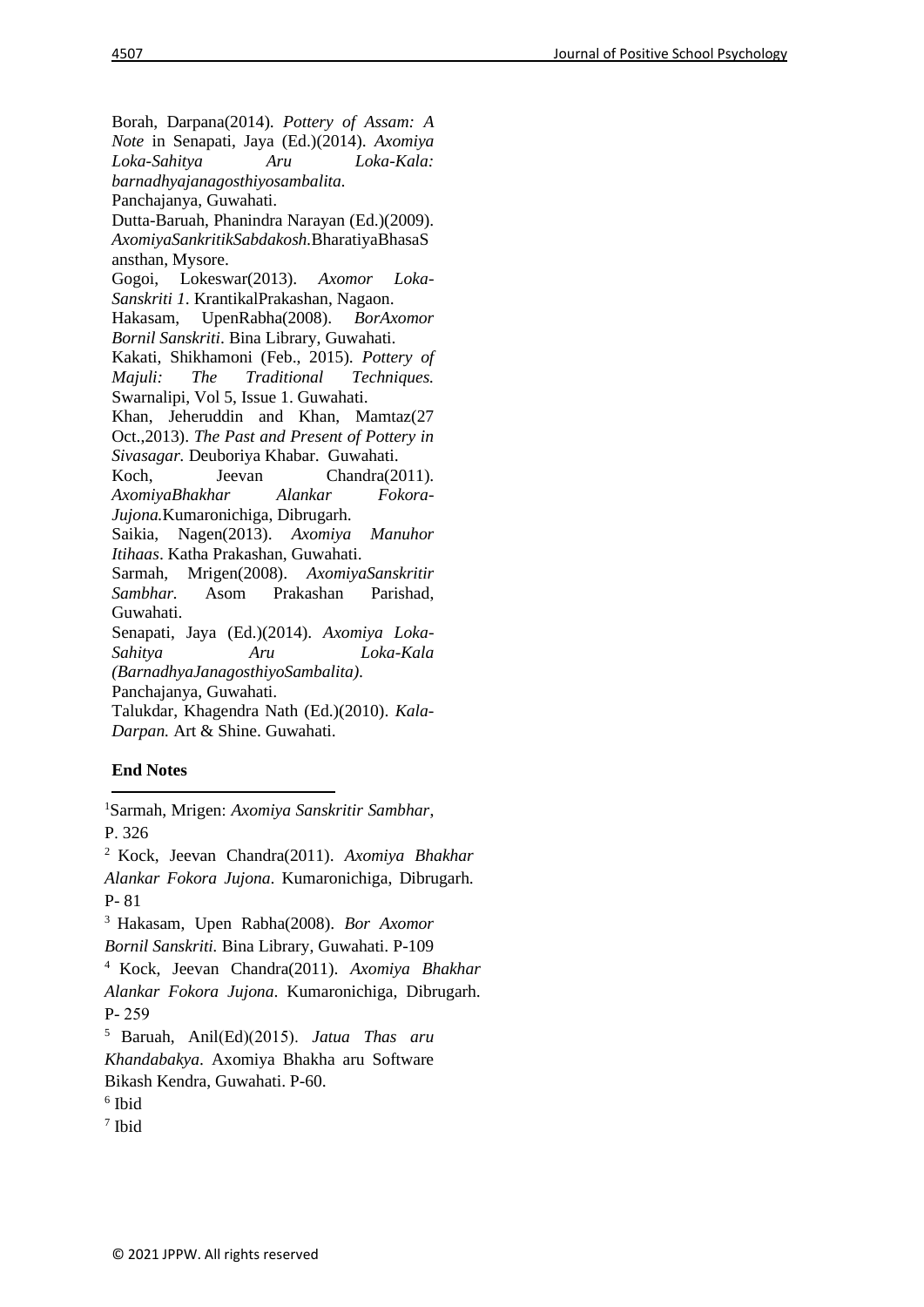Borah, Darpana(2014). *Pottery of Assam: A Note* in Senapati, Jaya (Ed.)(2014). *Axomiya Loka-Sahitya Aru Loka-Kala: barnadhyajanagosthiyosambalita.* Panchajanya, Guwahati.

Dutta-Baruah, Phanindra Narayan (Ed.)(2009). *AxomiyaSankritikSabdakosh.*BharatiyaBhasaSansthan, Mysore.

Gogoi, Lokeswar(2013). *Axomor Loka-Sanskriti 1*. KrantikalPrakashan, Nagaon.

Hakasam, UpenRabha(2008). *BorAxomor Bornil Sanskriti*. Bina Library, Guwahati.

Kakati, Shikhamoni (Feb., 2015). *Pottery of Majuli: The Traditional Techniques.* Swarnalipi, Vol 5, Issue 1. Guwahati.

Khan, Jeheruddin and Khan, Mamtaz(27 Oct.,2013). *The Past and Present of Pottery in Sivasagar.* Deuboriya Khabar. Guwahati.

Koch, Jeevan Chandra(2011). *AxomiyaBhakhar Alankar Fokora-Jujona.*Kumaronichiga, Dibrugarh.

Saikia, Nagen(2013). *Axomiya Manuhor Itihaas*. Katha Prakashan, Guwahati.

Sarmah, Mrigen(2008). *AxomiyaSanskritir Sambhar.* Asom Prakashan Parishad, Guwahati.

Senapati, Jaya (Ed.)(2014). *Axomiya Loka-Sahitya Aru Loka-Kala (BarnadhyaJanagosthiyoSambalita)*. Panchajanya, Guwahati.

Talukdar, Khagendra Nath (Ed.)(2010). *Kala-Darpan.* Art & Shine. Guwahati.

**End Notes**

[1]Sarmah, Mrigen: *Axomiya Sanskritir Sambhar*, P. 326

[2] Kock, Jeevan Chandra(2011). *Axomiya Bhakhar Alankar Fokora Jujona*. Kumaronichiga, Dibrugarh. P- 81

[3] Hakasam, Upen Rabha(2008). *Bor Axomor Bornil Sanskriti.* Bina Library, Guwahati. P-109

[4] Kock, Jeevan Chandra(2011). *Axomiya Bhakhar Alankar Fokora Jujona*. Kumaronichiga, Dibrugarh. P- 259

[5] Baruah, Anil(Ed)(2015). *Jatua Thas aru Khandabakya*. Axomiya Bhakha aru Software Bikash Kendra, Guwahati. P-60.

[6] Ibid

[7] Ibid